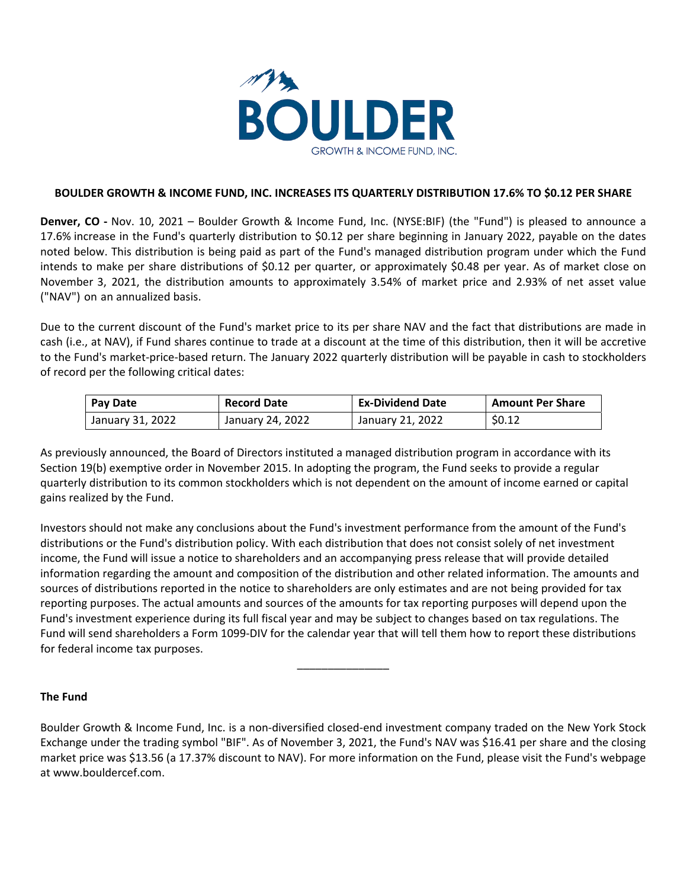BOULDER

GROWTH & INCOME FUND, INC.

## BOULDER GROWTH & INCOME FUND, INC. INCREASES ITS QUARTERLY DISTRIBUTION 17.6% TO $0.12 PER SHARE

**Denver, CO -** Nov. 10, 2021 – Boulder Growth & Income Fund, Inc. (NYSE:BIF) (the "Fund") is pleased to announce a 17.6% increase in the Fund's quarterly distribution to $0.12 per share beginning in January 2022, payable on the dates noted below. This distribution is being paid as part of the Fund's managed distribution program under which the Fund intends to make per share distributions of $0.12 per quarter, or approximately $0.48 per year. As of market close on November 3, 2021, the distribution amounts to approximately 3.54% of market price and 2.93% of net asset value ("NAV") on an annualized basis.

Due to the current discount of the Fund's market price to its per share NAV and the fact that distributions are made in cash (i.e., at NAV), if Fund shares continue to trade at a discount at the time of this distribution, then it will be accretive to the Fund's market-price-based return. The January 2022 quarterly distribution will be payable in cash to stockholders of record per the following critical dates:

| Pay Date | Record Date | Ex-Dividend Date | Amount Per Share |
|---|---|---|---|
| January 31, 2022 | January 24, 2022 | January 21, 2022 | $0.12 |

As previously announced, the Board of Directors instituted a managed distribution program in accordance with its Section 19(b) exemptive order in November 2015. In adopting the program, the Fund seeks to provide a regular quarterly distribution to its common stockholders which is not dependent on the amount of income earned or capital gains realized by the Fund.

Investors should not make any conclusions about the Fund's investment performance from the amount of the Fund's distributions or the Fund's distribution policy. With each distribution that does not consist solely of net investment income, the Fund will issue a notice to shareholders and an accompanying press release that will provide detailed information regarding the amount and composition of the distribution and other related information. The amounts and sources of distributions reported in the notice to shareholders are only estimates and are not being provided for tax reporting purposes. The actual amounts and sources of the amounts for tax reporting purposes will depend upon the Fund's investment experience during its full fiscal year and may be subject to changes based on tax regulations. The Fund will send shareholders a Form 1099-DIV for the calendar year that will tell them how to report these distributions for federal income tax purposes.

---

**The Fund**

Boulder Growth & Income Fund, Inc. is a non-diversified closed-end investment company traded on the New York Stock Exchange under the trading symbol "BIF". As of November 3, 2021, the Fund's NAV was $16.41 per share and the closing market price was $13.56 (a 17.37% discount to NAV). For more information on the Fund, please visit the Fund's webpage at www.bouldercef.com.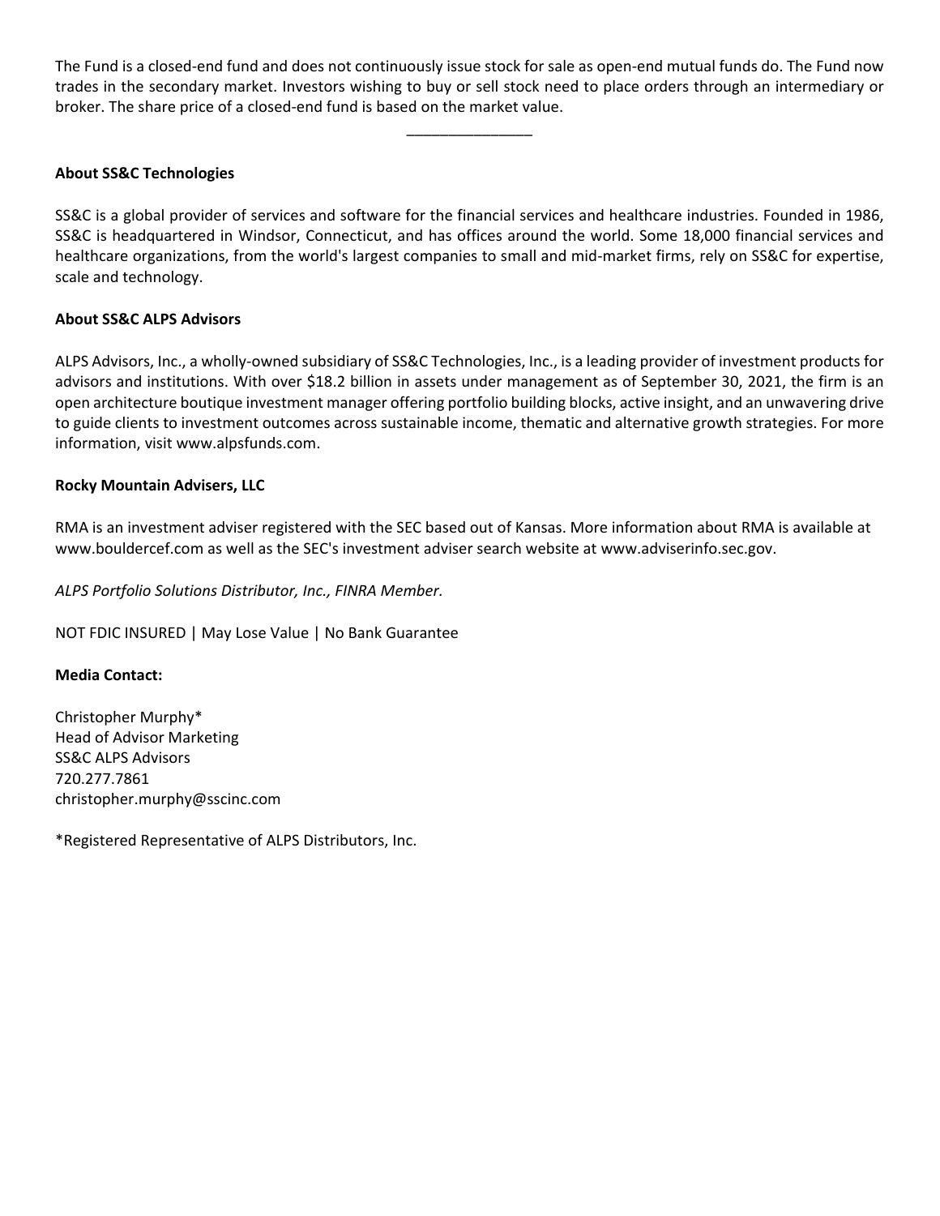The Fund is a closed-end fund and does not continuously issue stock for sale as open-end mutual funds do. The Fund now trades in the secondary market. Investors wishing to buy or sell stock need to place orders through an intermediary or broker. The share price of a closed-end fund is based on the market value.

_______________

**About SS&C Technologies**

SS&C is a global provider of services and software for the financial services and healthcare industries. Founded in 1986, SS&C is headquartered in Windsor, Connecticut, and has offices around the world. Some 18,000 financial services and healthcare organizations, from the world's largest companies to small and mid-market firms, rely on SS&C for expertise, scale and technology.

**About SS&C ALPS Advisors**

ALPS Advisors, Inc., a wholly-owned subsidiary of SS&C Technologies, Inc., is a leading provider of investment products for advisors and institutions. With over $18.2 billion in assets under management as of September 30, 2021, the firm is an open architecture boutique investment manager offering portfolio building blocks, active insight, and an unwavering drive to guide clients to investment outcomes across sustainable income, thematic and alternative growth strategies. For more information, visit www.alpsfunds.com.

**Rocky Mountain Advisers, LLC**

RMA is an investment adviser registered with the SEC based out of Kansas. More information about RMA is available at www.bouldercef.com as well as the SEC's investment adviser search website at www.adviserinfo.sec.gov.

*ALPS Portfolio Solutions Distributor, Inc., FINRA Member.*

NOT FDIC INSURED | May Lose Value | No Bank Guarantee

**Media Contact:**

Christopher Murphy*
Head of Advisor Marketing
SS&C ALPS Advisors
720.277.7861
christopher.murphy@sscinc.com

*Registered Representative of ALPS Distributors, Inc.